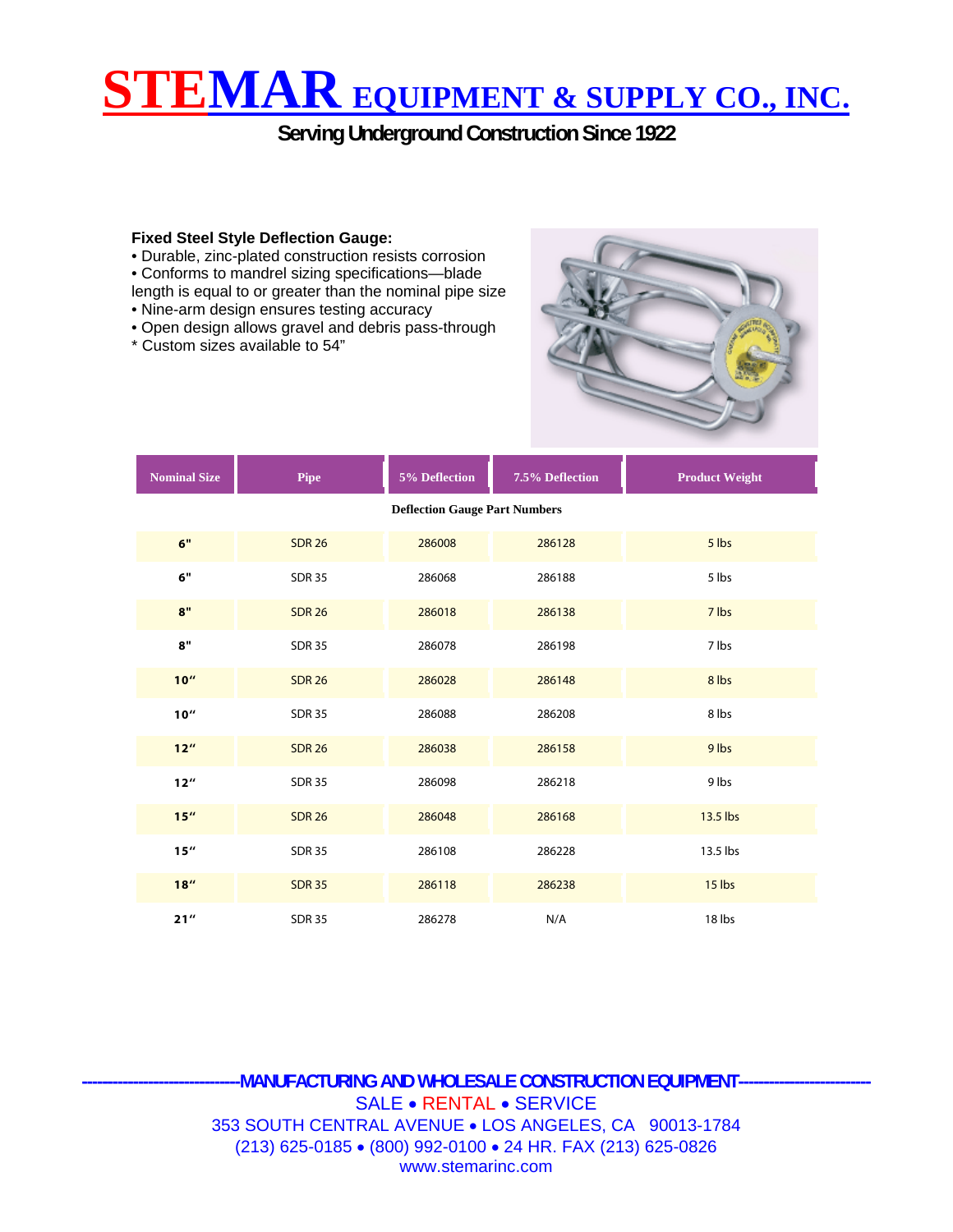# STEMAR EQUIPMENT & SUPPLY CO., INC.

**Serving Underground Construction Since 1922**

**Fixed Steel Style Deflection Gauge:**

- Durable, zinc-plated construction resists corrosion
- Conforms to mandrel sizing specifications—blade length is equal to or greater than the nominal pipe size
- Nine-arm design ensures testing accuracy
- Open design allows gravel and debris pass-through

\* Custom sizes available to 54"

| Nominal Size | Pipe | 5% Deflection | 7.5% Deflection | Product Weight |
|---|---|---|---|---|
| | | Deflection Gauge Part Numbers | | |
| 6" | SDR 26 | 286008 | 286128 | 5 lbs |
| 6" | SDR 35 | 286068 | 286188 | 5 lbs |
| 8" | SDR 26 | 286018 | 286138 | 7 lbs |
| 8" | SDR 35 | 286078 | 286198 | 7 lbs |
| 10" | SDR 26 | 286028 | 286148 | 8 lbs |
| 10" | SDR 35 | 286088 | 286208 | 8 lbs |
| 12" | SDR 26 | 286038 | 286158 | 9 lbs |
| 12" | SDR 35 | 286098 | 286218 | 9 lbs |
| 15" | SDR 26 | 286048 | 286168 | 13.5 lbs |
| 15" | SDR 35 | 286108 | 286228 | 13.5 lbs |
| 18" | SDR 35 | 286118 | 286238 | 15 lbs |
| 21" | SDR 35 | 286278 | N/A | 18 lbs |

-----------------------------MANUFACTURING AND WHOLESALE CONSTRUCTION EQUIPMENT------------------------

SALE • RENTAL • SERVICE

353 SOUTH CENTRAL AVENUE • LOS ANGELES, CA 90013-1784

(213) 625-0185 • (800) 992-0100 • 24 HR. FAX (213) 625-0826

www.stemarinc.com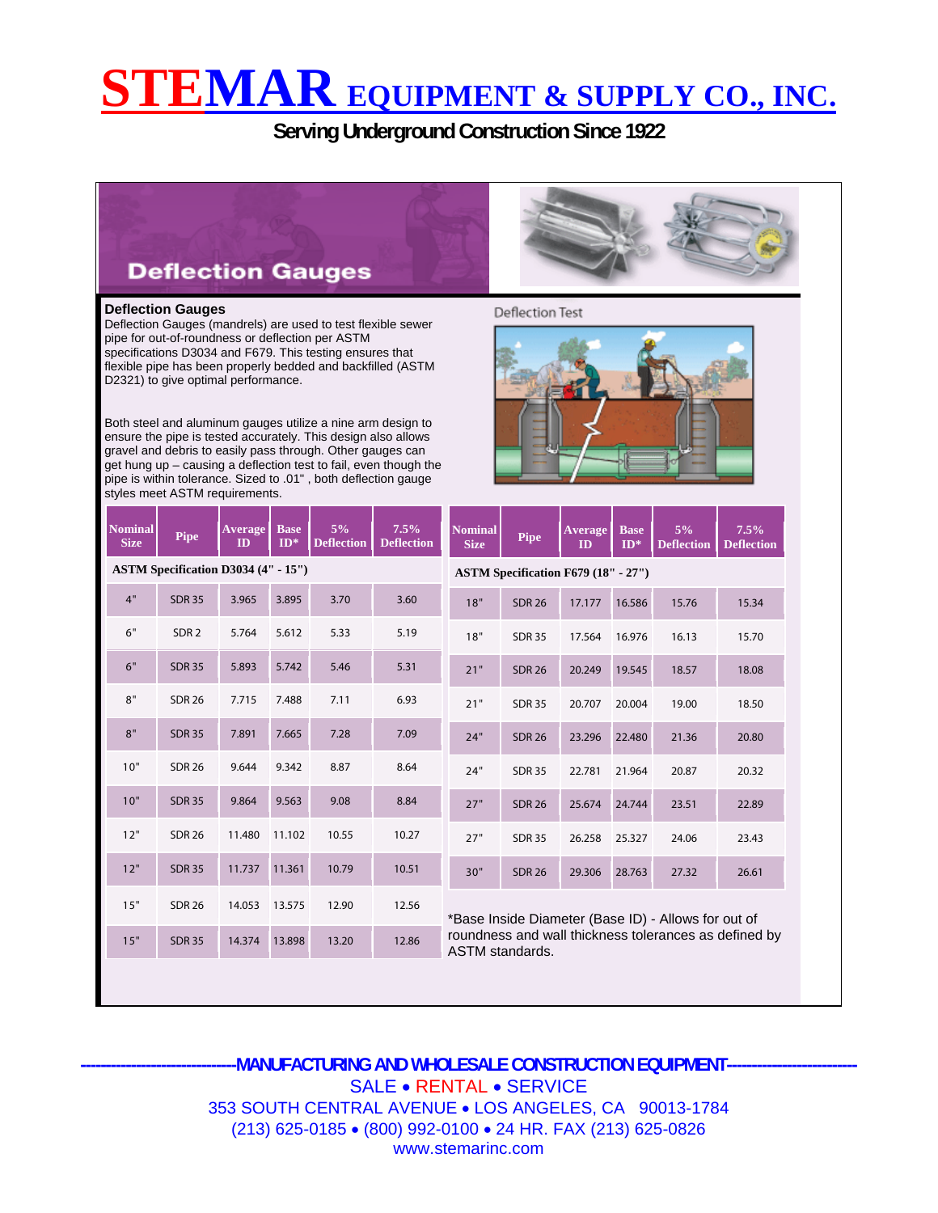# STEMAR EQUIPMENT & SUPPLY CO., INC.

**Serving Underground Construction Since 1922**

## Deflection Gauges

### Deflection Gauges

Deflection Gauges (mandrels) are used to test flexible sewer pipe for out-of-roundness or deflection per ASTM specifications D3034 and F679. This testing ensures that flexible pipe has been properly bedded and backfilled (ASTM D2321) to give optimal performance.

Both steel and aluminum gauges utilize a nine arm design to ensure the pipe is tested accurately. This design also allows gravel and debris to easily pass through. Other gauges can get hung up – causing a deflection test to fail, even though the pipe is within tolerance. Sized to .01" , both deflection gauge styles meet ASTM requirements.

Deflection Test

| Nominal Size | Pipe | Average ID | Base ID* | 5% Deflection | 7.5% Deflection |
|---|---|---|---|---|---|
| **ASTM Specification D3034 (4" - 15")** | | | | | |
| 4" | SDR 35 | 3.965 | 3.895 | 3.70 | 3.60 |
| 6" | SDR 2 | 5.764 | 5.612 | 5.33 | 5.19 |
| 6" | SDR 35 | 5.893 | 5.742 | 5.46 | 5.31 |
| 8" | SDR 26 | 7.715 | 7.488 | 7.11 | 6.93 |
| 8" | SDR 35 | 7.891 | 7.665 | 7.28 | 7.09 |
| 10" | SDR 26 | 9.644 | 9.342 | 8.87 | 8.64 |
| 10" | SDR 35 | 9.864 | 9.563 | 9.08 | 8.84 |
| 12" | SDR 26 | 11.480 | 11.102 | 10.55 | 10.27 |
| 12" | SDR 35 | 11.737 | 11.361 | 10.79 | 10.51 |
| 15" | SDR 26 | 14.053 | 13.575 | 12.90 | 12.56 |
| 15" | SDR 35 | 14.374 | 13.898 | 13.20 | 12.86 |

| Nominal Size | Pipe | Average ID | Base ID* | 5% Deflection | 7.5% Deflection |
|---|---|---|---|---|---|
| **ASTM Specification F679 (18" - 27")** | | | | | |
| 18" | SDR 26 | 17.177 | 16.586 | 15.76 | 15.34 |
| 18" | SDR 35 | 17.564 | 16.976 | 16.13 | 15.70 |
| 21" | SDR 26 | 20.249 | 19.545 | 18.57 | 18.08 |
| 21" | SDR 35 | 20.707 | 20.004 | 19.00 | 18.50 |
| 24" | SDR 26 | 23.296 | 22.480 | 21.36 | 20.80 |
| 24" | SDR 35 | 22.781 | 21.964 | 20.87 | 20.32 |
| 27" | SDR 26 | 25.674 | 24.744 | 23.51 | 22.89 |
| 27" | SDR 35 | 26.258 | 25.327 | 24.06 | 23.43 |
| 30" | SDR 26 | 29.306 | 28.763 | 27.32 | 26.61 |

*Base Inside Diameter (Base ID) - Allows for out of roundness and wall thickness tolerances as defined by ASTM standards.

-----------------------------MANUFACTURING AND WHOLESALE CONSTRUCTION EQUIPMENT------------------------

SALE • RENTAL • SERVICE

353 SOUTH CENTRAL AVENUE • LOS ANGELES, CA 90013-1784

(213) 625-0185 • (800) 992-0100 • 24 HR. FAX (213) 625-0826

www.stemarinc.com